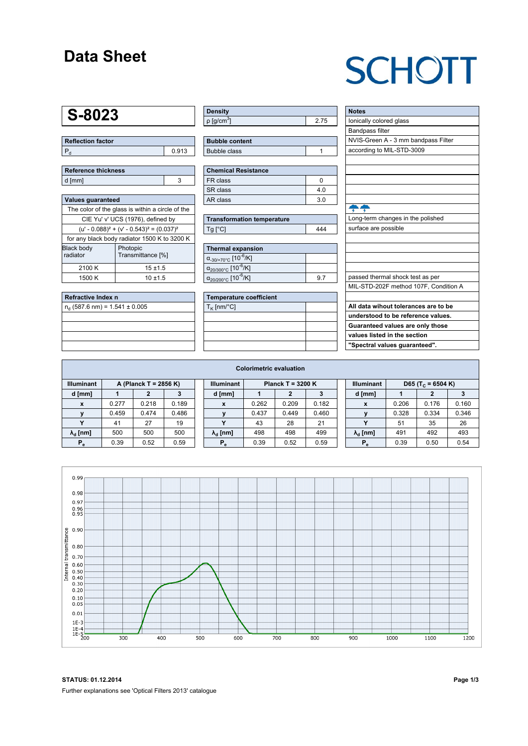# Data Sheet

SCHOTT

## S-8023

| Reflection factor | |
|---|---|
| $P_d$ | 0.913 |

| Reference thickness | |
|---|---|
| d [mm] | 3 |

| Values guaranteed | |
|---|---|
| The color of the glass is within a circle of the | |
| CIE Yu' v' UCS (1976), defined by | |
| $(u' - 0.088)^2 + (v' - 0.543)^2 = (0.037)^2$ | |
| for any black body radiator 1500 K to 3200 K | |
| Black body radiator | Photopic Transmittance [%] |
| 2100 K | 15 ±1.5 |
| 1500 K | 10 ±1.5 |

| Refractive Index n |
|---|
| $n_d$ (587.6 nm) = 1.541 ± 0.005 |

| Density | |
|---|---|
| ρ [g/cm³] | 2.75 |

| Bubble content | |
|---|---|
| Bubble class | 1 |

| Chemical Resistance | |
|---|---|
| FR class | 0 |
| SR class | 4.0 |
| AR class | 3.0 |

| Transformation temperature | |
|---|---|
| Tg [°C] | 444 |

| Thermal expansion | |
|---|---|
| $\alpha_{-30/+70°C}$ [$10^{-6}$/K] | |
| $\alpha_{20/300°C}$ [$10^{-6}$/K] | |
| $\alpha_{20/200°C}$ [$10^{-6}$/K] | 9.7 |

| Temperature coefficient | |
|---|---|
| $T_K$ [nm/°C] | |

| Notes |
|---|
| Ionically colored glass |
| Bandpass filter |
| NVIS-Green A - 3 mm bandpass Filter |
| according to MIL-STD-3009 |
| Long-term changes in the polished |
| surface are possible |
| passed thermal shock test as per |
| MIL-STD-202F method 107F, Condition A |
| **All data wihout tolerances are to be** |
| **understood to be reference values.** |
| **Guaranteed values are only those** |
| **values listed in the section** |
| **"Spectral values guaranteed".** |

## Colorimetric evaluation

| Illuminant | A (Planck T = 2856 K) | | |
|---|---|---|---|
| d [mm] | 1 | 2 | 3 |
| x | 0.277 | 0.218 | 0.189 |
| y | 0.459 | 0.474 | 0.486 |
| Y | 41 | 27 | 19 |
| $\lambda_d$ [nm] | 500 | 500 | 500 |
| $P_e$ | 0.39 | 0.52 | 0.59 |

| Illuminant | Planck T = 3200 K | | |
|---|---|---|---|
| d [mm] | 1 | 2 | 3 |
| x | 0.262 | 0.209 | 0.182 |
| y | 0.437 | 0.449 | 0.460 |
| Y | 43 | 28 | 21 |
| $\lambda_d$ [nm] | 498 | 498 | 499 |
| $P_e$ | 0.39 | 0.52 | 0.59 |

| Illuminant | D65 ($T_C$ = 6504 K) | | |
|---|---|---|---|
| d [mm] | 1 | 2 | 3 |
| x | 0.206 | 0.176 | 0.160 |
| y | 0.328 | 0.334 | 0.346 |
| Y | 51 | 35 | 26 |
| $\lambda_d$ [nm] | 491 | 492 | 493 |
| $P_e$ | 0.39 | 0.50 | 0.54 |

**STATUS: 01.12.2014**

Further explanations see 'Optical Filters 2013' catalogue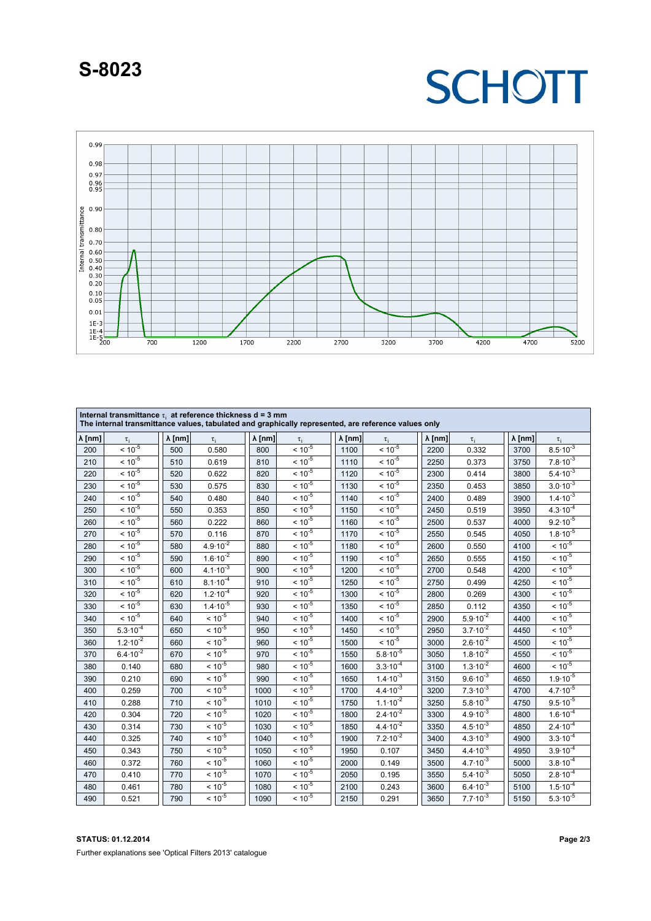# S-8023

SCHOTT

**Internal transmittance $\tau_i$ at reference thickness d = 3 mm**
**The internal transmittance values, tabulated and graphically represented, are reference values only**

| λ [nm] | $\tau_i$ | λ [nm] | $\tau_i$ | λ [nm] | $\tau_i$ | λ [nm] | $\tau_i$ | λ [nm] | $\tau_i$ | λ [nm] | $\tau_i$ |
|---|---|---|---|---|---|---|---|---|---|---|---|
| 200 | $< 10^{-5}$ | 500 | 0.580 | 800 | $< 10^{-5}$ | 1100 | $< 10^{-5}$ | 2200 | 0.332 | 3700 | $8.5 \cdot 10^{-3}$ |
| 210 | $< 10^{-5}$ | 510 | 0.619 | 810 | $< 10^{-5}$ | 1110 | $< 10^{-5}$ | 2250 | 0.373 | 3750 | $7.8 \cdot 10^{-3}$ |
| 220 | $< 10^{-5}$ | 520 | 0.622 | 820 | $< 10^{-5}$ | 1120 | $< 10^{-5}$ | 2300 | 0.414 | 3800 | $5.4 \cdot 10^{-3}$ |
| 230 | $< 10^{-5}$ | 530 | 0.575 | 830 | $< 10^{-5}$ | 1130 | $< 10^{-5}$ | 2350 | 0.453 | 3850 | $3.0 \cdot 10^{-3}$ |
| 240 | $< 10^{-5}$ | 540 | 0.480 | 840 | $< 10^{-5}$ | 1140 | $< 10^{-5}$ | 2400 | 0.489 | 3900 | $1.4 \cdot 10^{-3}$ |
| 250 | $< 10^{-5}$ | 550 | 0.353 | 850 | $< 10^{-5}$ | 1150 | $< 10^{-5}$ | 2450 | 0.519 | 3950 | $4.3 \cdot 10^{-4}$ |
| 260 | $< 10^{-5}$ | 560 | 0.222 | 860 | $< 10^{-5}$ | 1160 | $< 10^{-5}$ | 2500 | 0.537 | 4000 | $9.2 \cdot 10^{-5}$ |
| 270 | $< 10^{-5}$ | 570 | 0.116 | 870 | $< 10^{-5}$ | 1170 | $< 10^{-5}$ | 2550 | 0.545 | 4050 | $1.8 \cdot 10^{-5}$ |
| 280 | $< 10^{-5}$ | 580 | $4.9 \cdot 10^{-2}$ | 880 | $< 10^{-5}$ | 1180 | $< 10^{-5}$ | 2600 | 0.550 | 4100 | $< 10^{-5}$ |
| 290 | $< 10^{-5}$ | 590 | $1.6 \cdot 10^{-2}$ | 890 | $< 10^{-5}$ | 1190 | $< 10^{-5}$ | 2650 | 0.555 | 4150 | $< 10^{-5}$ |
| 300 | $< 10^{-5}$ | 600 | $4.1 \cdot 10^{-3}$ | 900 | $< 10^{-5}$ | 1200 | $< 10^{-5}$ | 2700 | 0.548 | 4200 | $< 10^{-5}$ |
| 310 | $< 10^{-5}$ | 610 | $8.1 \cdot 10^{-4}$ | 910 | $< 10^{-5}$ | 1250 | $< 10^{-5}$ | 2750 | 0.499 | 4250 | $< 10^{-5}$ |
| 320 | $< 10^{-5}$ | 620 | $1.2 \cdot 10^{-4}$ | 920 | $< 10^{-5}$ | 1300 | $< 10^{-5}$ | 2800 | 0.269 | 4300 | $< 10^{-5}$ |
| 330 | $< 10^{-5}$ | 630 | $1.4 \cdot 10^{-5}$ | 930 | $< 10^{-5}$ | 1350 | $< 10^{-5}$ | 2850 | 0.112 | 4350 | $< 10^{-5}$ |
| 340 | $< 10^{-5}$ | 640 | $< 10^{-5}$ | 940 | $< 10^{-5}$ | 1400 | $< 10^{-5}$ | 2900 | $5.9 \cdot 10^{-2}$ | 4400 | $< 10^{-5}$ |
| 350 | $5.3 \cdot 10^{-4}$ | 650 | $< 10^{-5}$ | 950 | $< 10^{-5}$ | 1450 | $< 10^{-5}$ | 2950 | $3.7 \cdot 10^{-2}$ | 4450 | $< 10^{-5}$ |
| 360 | $1.2 \cdot 10^{-2}$ | 660 | $< 10^{-5}$ | 960 | $< 10^{-5}$ | 1500 | $< 10^{-5}$ | 3000 | $2.6 \cdot 10^{-2}$ | 4500 | $< 10^{-5}$ |
| 370 | $6.4 \cdot 10^{-2}$ | 670 | $< 10^{-5}$ | 970 | $< 10^{-5}$ | 1550 | $5.8 \cdot 10^{-5}$ | 3050 | $1.8 \cdot 10^{-2}$ | 4550 | $< 10^{-5}$ |
| 380 | 0.140 | 680 | $< 10^{-5}$ | 980 | $< 10^{-5}$ | 1600 | $3.3 \cdot 10^{-4}$ | 3100 | $1.3 \cdot 10^{-2}$ | 4600 | $< 10^{-5}$ |
| 390 | 0.210 | 690 | $< 10^{-5}$ | 990 | $< 10^{-5}$ | 1650 | $1.4 \cdot 10^{-3}$ | 3150 | $9.6 \cdot 10^{-3}$ | 4650 | $1.9 \cdot 10^{-5}$ |
| 400 | 0.259 | 700 | $< 10^{-5}$ | 1000 | $< 10^{-5}$ | 1700 | $4.4 \cdot 10^{-3}$ | 3200 | $7.3 \cdot 10^{-3}$ | 4700 | $4.7 \cdot 10^{-5}$ |
| 410 | 0.288 | 710 | $< 10^{-5}$ | 1010 | $< 10^{-5}$ | 1750 | $1.1 \cdot 10^{-2}$ | 3250 | $5.8 \cdot 10^{-3}$ | 4750 | $9.5 \cdot 10^{-5}$ |
| 420 | 0.304 | 720 | $< 10^{-5}$ | 1020 | $< 10^{-5}$ | 1800 | $2.4 \cdot 10^{-2}$ | 3300 | $4.9 \cdot 10^{-3}$ | 4800 | $1.6 \cdot 10^{-4}$ |
| 430 | 0.314 | 730 | $< 10^{-5}$ | 1030 | $< 10^{-5}$ | 1850 | $4.4 \cdot 10^{-2}$ | 3350 | $4.5 \cdot 10^{-3}$ | 4850 | $2.4 \cdot 10^{-4}$ |
| 440 | 0.325 | 740 | $< 10^{-5}$ | 1040 | $< 10^{-5}$ | 1900 | $7.2 \cdot 10^{-2}$ | 3400 | $4.3 \cdot 10^{-3}$ | 4900 | $3.3 \cdot 10^{-4}$ |
| 450 | 0.343 | 750 | $< 10^{-5}$ | 1050 | $< 10^{-5}$ | 1950 | 0.107 | 3450 | $4.4 \cdot 10^{-3}$ | 4950 | $3.9 \cdot 10^{-4}$ |
| 460 | 0.372 | 760 | $< 10^{-5}$ | 1060 | $< 10^{-5}$ | 2000 | 0.149 | 3500 | $4.7 \cdot 10^{-3}$ | 5000 | $3.8 \cdot 10^{-4}$ |
| 470 | 0.410 | 770 | $< 10^{-5}$ | 1070 | $< 10^{-5}$ | 2050 | 0.195 | 3550 | $5.4 \cdot 10^{-3}$ | 5050 | $2.8 \cdot 10^{-4}$ |
| 480 | 0.461 | 780 | $< 10^{-5}$ | 1080 | $< 10^{-5}$ | 2100 | 0.243 | 3600 | $6.4 \cdot 10^{-3}$ | 5100 | $1.5 \cdot 10^{-4}$ |
| 490 | 0.521 | 790 | $< 10^{-5}$ | 1090 | $< 10^{-5}$ | 2150 | 0.291 | 3650 | $7.7 \cdot 10^{-3}$ | 5150 | $5.3 \cdot 10^{-5}$ |

**STATUS: 01.12.2014**

Further explanations see 'Optical Filters 2013' catalogue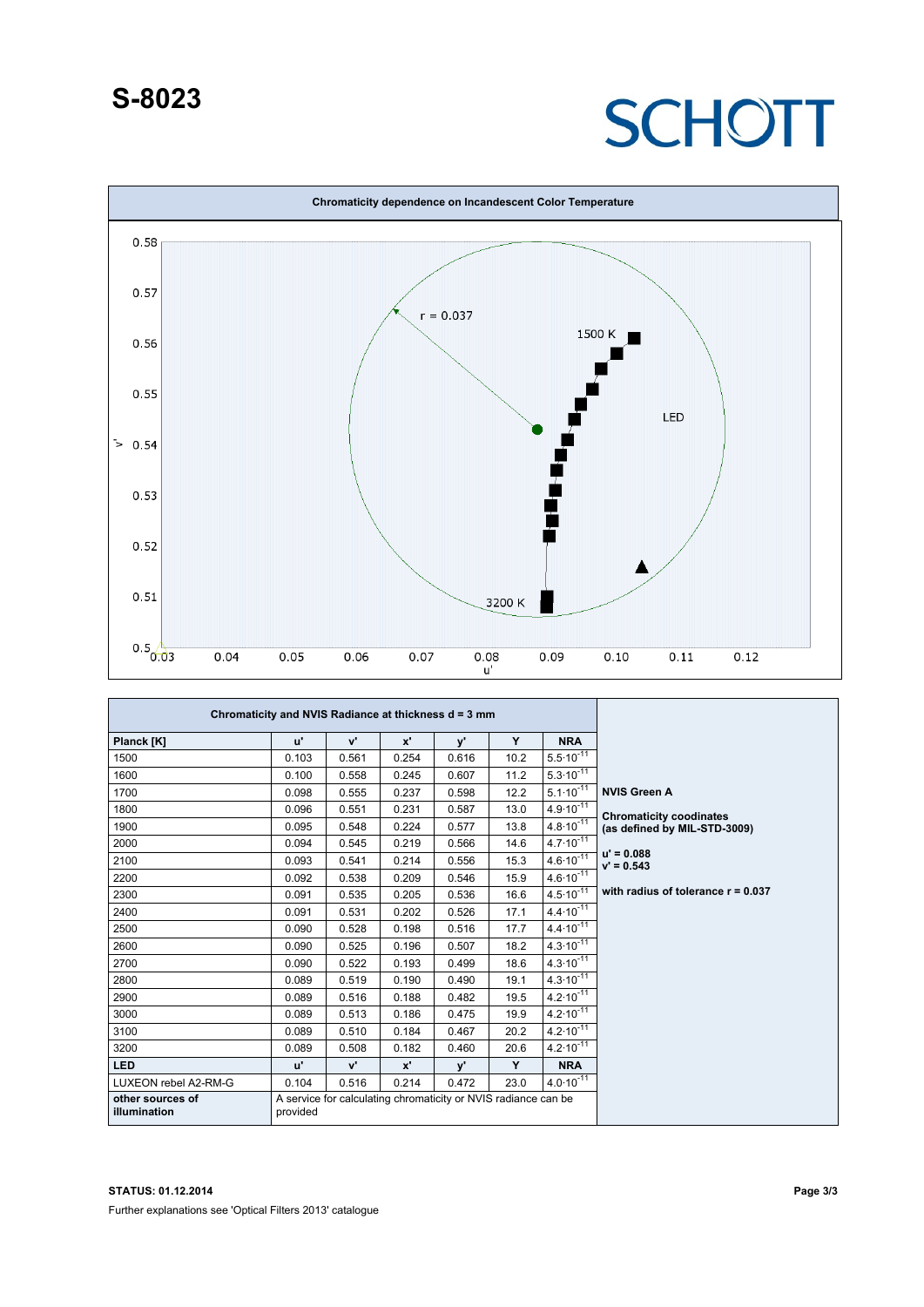# S-8023

SCHOTT

**Chromaticity dependence on Incandescent Color Temperature**

0.58
0.57
0.56
0.55
0.54
0.53
0.52
0.51
0.5
v'
0.03 0.04 0.05 0.06 0.07 0.08 0.09 0.10 0.11 0.12
u'
r = 0.037
1500 K
LED
3200 K

| **Chromaticity and NVIS Radiance at thickness d = 3 mm** | | | | | | |
|---|---|---|---|---|---|---|
| **Planck [K]** | **u'** | **v'** | **x'** | **y'** | **Y** | **NRA** |
| 1500 | 0.103 | 0.561 | 0.254 | 0.616 | 10.2 | $5.5 \cdot 10^{-11}$ |
| 1600 | 0.100 | 0.558 | 0.245 | 0.607 | 11.2 | $5.3 \cdot 10^{-11}$ |
| 1700 | 0.098 | 0.555 | 0.237 | 0.598 | 12.2 | $5.1 \cdot 10^{-11}$ |
| 1800 | 0.096 | 0.551 | 0.231 | 0.587 | 13.0 | $4.9 \cdot 10^{-11}$ |
| 1900 | 0.095 | 0.548 | 0.224 | 0.577 | 13.8 | $4.8 \cdot 10^{-11}$ |
| 2000 | 0.094 | 0.545 | 0.219 | 0.566 | 14.6 | $4.7 \cdot 10^{-11}$ |
| 2100 | 0.093 | 0.541 | 0.214 | 0.556 | 15.3 | $4.6 \cdot 10^{-11}$ |
| 2200 | 0.092 | 0.538 | 0.209 | 0.546 | 15.9 | $4.6 \cdot 10^{-11}$ |
| 2300 | 0.091 | 0.535 | 0.205 | 0.536 | 16.6 | $4.5 \cdot 10^{-11}$ |
| 2400 | 0.091 | 0.531 | 0.202 | 0.526 | 17.1 | $4.4 \cdot 10^{-11}$ |
| 2500 | 0.090 | 0.528 | 0.198 | 0.516 | 17.7 | $4.4 \cdot 10^{-11}$ |
| 2600 | 0.090 | 0.525 | 0.196 | 0.507 | 18.2 | $4.3 \cdot 10^{-11}$ |
| 2700 | 0.090 | 0.522 | 0.193 | 0.499 | 18.6 | $4.3 \cdot 10^{-11}$ |
| 2800 | 0.089 | 0.519 | 0.190 | 0.490 | 19.1 | $4.3 \cdot 10^{-11}$ |
| 2900 | 0.089 | 0.516 | 0.188 | 0.482 | 19.5 | $4.2 \cdot 10^{-11}$ |
| 3000 | 0.089 | 0.513 | 0.186 | 0.475 | 19.9 | $4.2 \cdot 10^{-11}$ |
| 3100 | 0.089 | 0.510 | 0.184 | 0.467 | 20.2 | $4.2 \cdot 10^{-11}$ |
| 3200 | 0.089 | 0.508 | 0.182 | 0.460 | 20.6 | $4.2 \cdot 10^{-11}$ |
| **LED** | **u'** | **v'** | **x'** | **y'** | **Y** | **NRA** |
| LUXEON rebel A2-RM-G | 0.104 | 0.516 | 0.214 | 0.472 | 23.0 | $4.0 \cdot 10^{-11}$ |
| **other sources of illumination** | A service for calculating chromaticity or NVIS radiance can be provided | | | | | |

**NVIS Green A**

**Chromaticity coodinates (as defined by MIL-STD-3009)**

**u' = 0.088**
**v' = 0.543**

**with radius of tolerance r = 0.037**

**STATUS: 01.12.2014**

Further explanations see 'Optical Filters 2013' catalogue